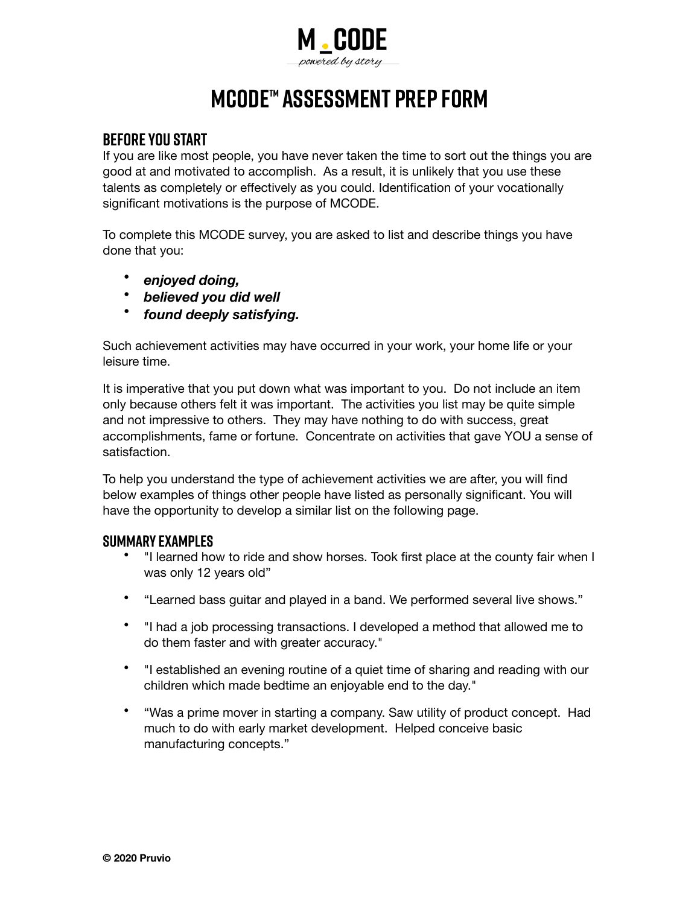M . CODE

*powered by story*

# MCODE™ Assessment Prep Form

## Before You Start

If you are like most people, you have never taken the time to sort out the things you are good at and motivated to accomplish. As a result, it is unlikely that you use these talents as completely or effectively as you could. Identification of your vocationally significant motivations is the purpose of MCODE.

To complete this MCODE survey, you are asked to list and describe things you have done that you:

- ***enjoyed doing,***
- ***believed you did well***
- ***found deeply satisfying.***

Such achievement activities may have occurred in your work, your home life or your leisure time.

It is imperative that you put down what was important to you. Do not include an item only because others felt it was important. The activities you list may be quite simple and not impressive to others. They may have nothing to do with success, great accomplishments, fame or fortune. Concentrate on activities that gave YOU a sense of satisfaction.

To help you understand the type of achievement activities we are after, you will find below examples of things other people have listed as personally significant. You will have the opportunity to develop a similar list on the following page.

## Summary Examples

- "I learned how to ride and show horses. Took first place at the county fair when I was only 12 years old"
- "Learned bass guitar and played in a band. We performed several live shows."
- "I had a job processing transactions. I developed a method that allowed me to do them faster and with greater accuracy."
- "I established an evening routine of a quiet time of sharing and reading with our children which made bedtime an enjoyable end to the day."
- "Was a prime mover in starting a company. Saw utility of product concept. Had much to do with early market development. Helped conceive basic manufacturing concepts."

**© 2020 Pruvio**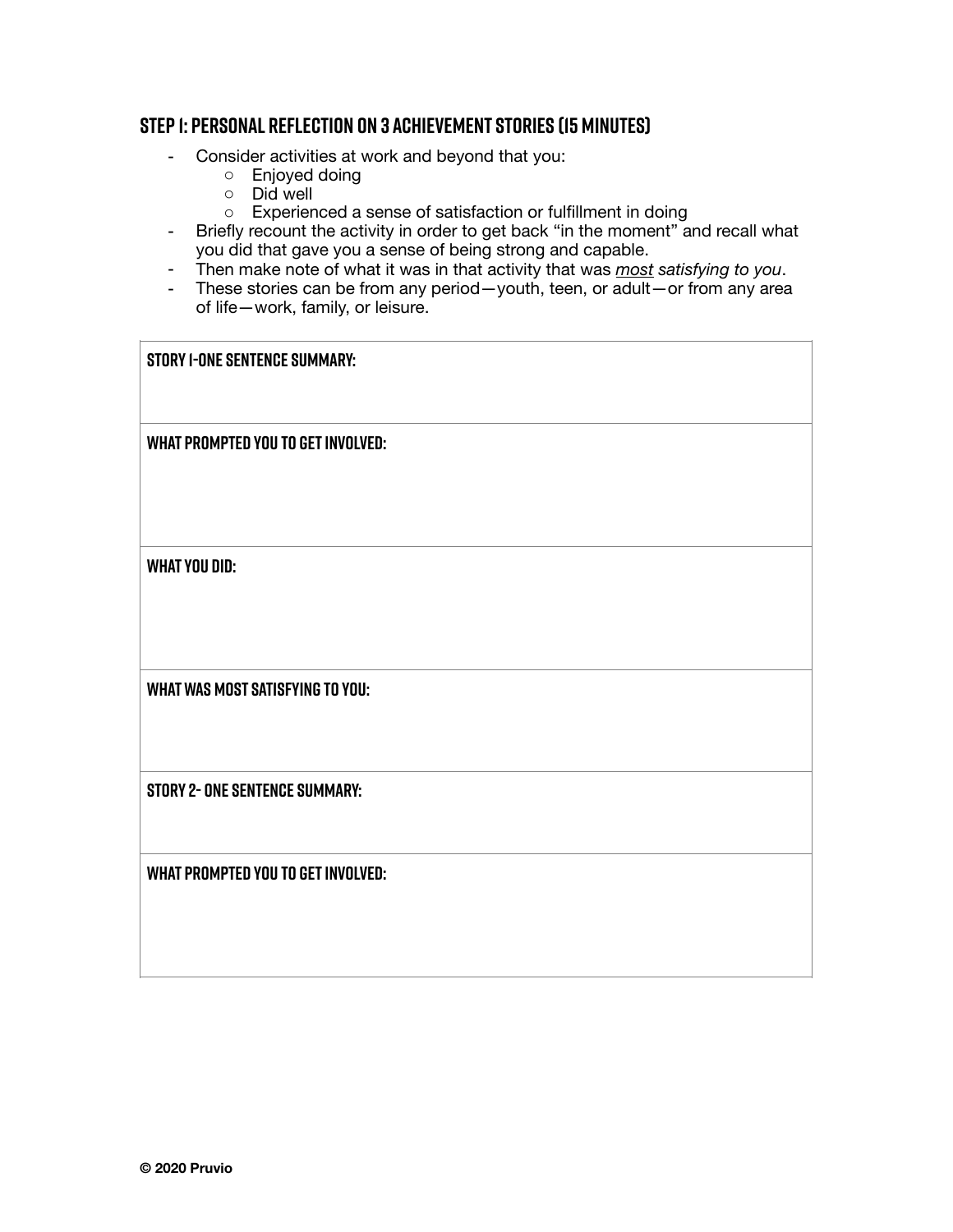## STEP 1: PERSONAL REFLECTION ON 3 ACHIEVEMENT STORIES (15 MINUTES)

- Consider activities at work and beyond that you:
  - Enjoyed doing
  - Did well
  - Experienced a sense of satisfaction or fulfillment in doing
- Briefly recount the activity in order to get back "in the moment" and recall what you did that gave you a sense of being strong and capable.
- Then make note of what it was in that activity that was *<u>most</u> satisfying to you*.
- These stories can be from any period—youth, teen, or adult—or from any area of life—work, family, or leisure.

| **STORY 1-ONE SENTENCE SUMMARY:** |
|---|
| **WHAT PROMPTED YOU TO GET INVOLVED:** |
| **WHAT YOU DID:** |
| **WHAT WAS MOST SATISFYING TO YOU:** |
| **STORY 2- ONE SENTENCE SUMMARY:** |
| **WHAT PROMPTED YOU TO GET INVOLVED:** |

**© 2020 Pruvio**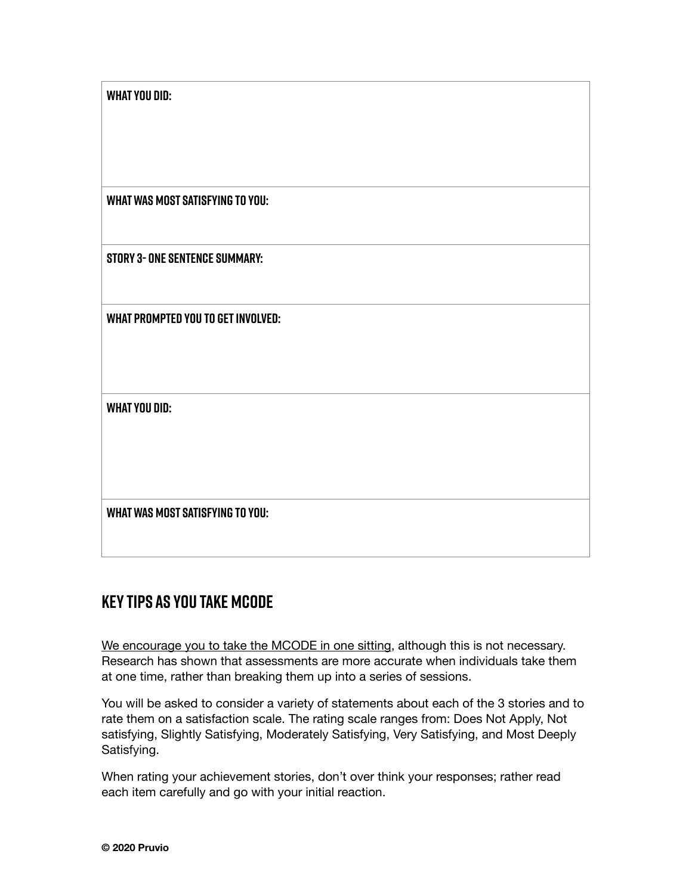| **WHAT YOU DID:** |
| --- |
| **WHAT WAS MOST SATISFYING TO YOU:** |
| **STORY 3- ONE SENTENCE SUMMARY:** |
| **WHAT PROMPTED YOU TO GET INVOLVED:** |
| **WHAT YOU DID:** |
| **WHAT WAS MOST SATISFYING TO YOU:** |

## KEY TIPS AS YOU TAKE MCODE

We encourage you to take the MCODE in one sitting, although this is not necessary. Research has shown that assessments are more accurate when individuals take them at one time, rather than breaking them up into a series of sessions.

You will be asked to consider a variety of statements about each of the 3 stories and to rate them on a satisfaction scale. The rating scale ranges from: Does Not Apply, Not satisfying, Slightly Satisfying, Moderately Satisfying, Very Satisfying, and Most Deeply Satisfying.

When rating your achievement stories, don't over think your responses; rather read each item carefully and go with your initial reaction.

**© 2020 Pruvio**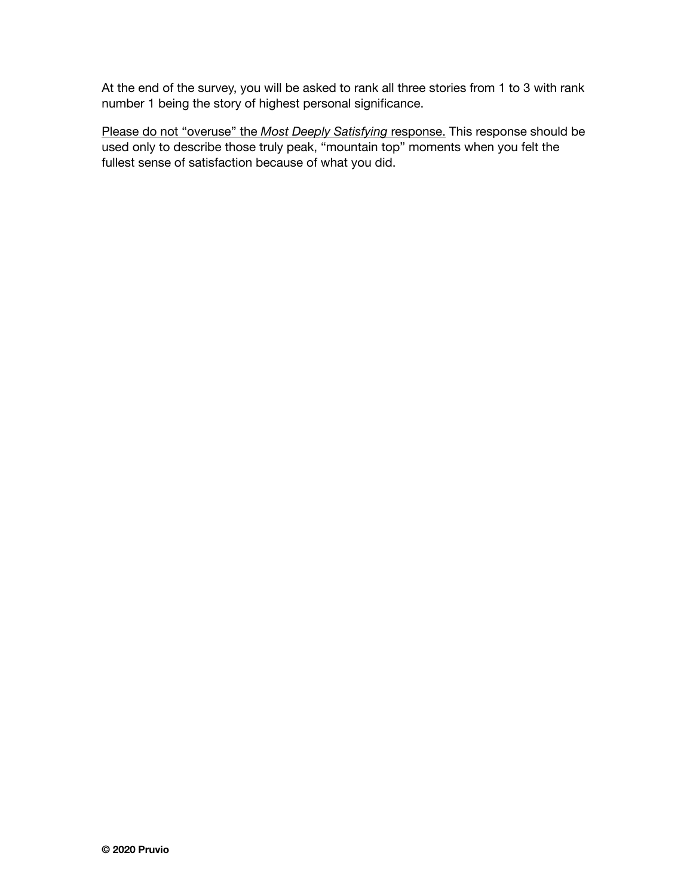At the end of the survey, you will be asked to rank all three stories from 1 to 3 with rank number 1 being the story of highest personal significance.

<u>Please do not "overuse" the *Most Deeply Satisfying* response.</u> This response should be used only to describe those truly peak, "mountain top" moments when you felt the fullest sense of satisfaction because of what you did.

**© 2020 Pruvio**